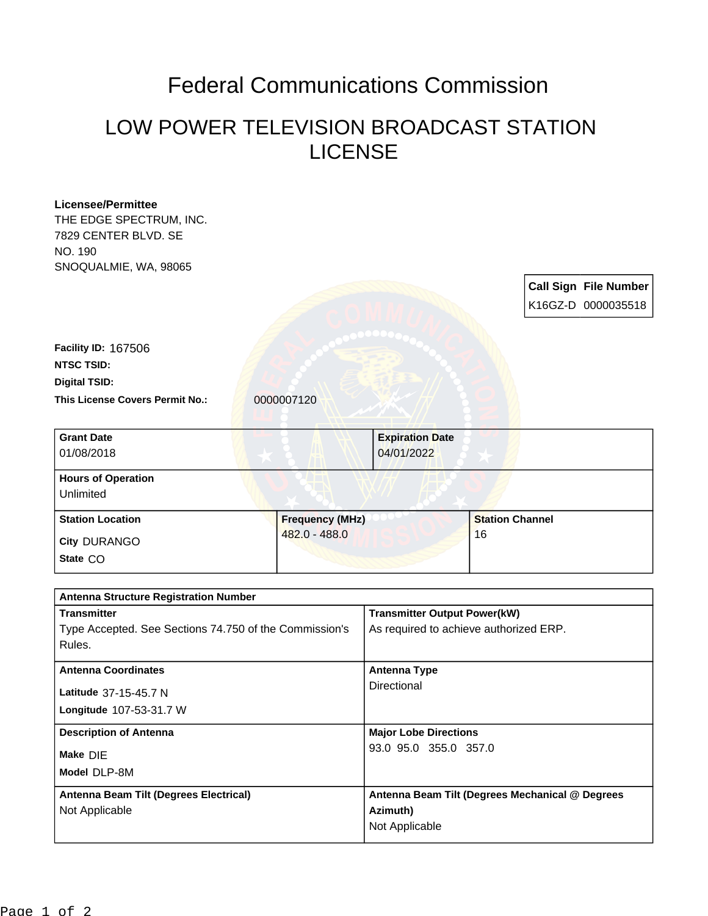# Federal Communications Commission

## LOW POWER TELEVISION BROADCAST STATION LICENSE

**Licensee/Permittee**
THE EDGE SPECTRUM, INC.
7829 CENTER BLVD. SE
NO. 190
SNOQUALMIE, WA, 98065

| Call Sign | File Number |
| --- | --- |
| K16GZ-D | 0000035518 |

**Facility ID:** 167506

**NTSC TSID:**

**Digital TSID:**

**This License Covers Permit No.:** 0000007120

| Grant Date | Expiration Date |
| --- | --- |
| 01/08/2018 | 04/01/2022 |

**Hours of Operation**
Unlimited

| Station Location | Frequency (MHz) | Station Channel |
| --- | --- | --- |
| City DURANGO<br>State CO | 482.0 - 488.0 | 16 |

**Antenna Structure Registration Number**

| Transmitter | Transmitter Output Power(kW) |
| --- | --- |
| Type Accepted. See Sections 74.750 of the Commission's Rules. | As required to achieve authorized ERP. |

| Antenna Coordinates | Antenna Type |
| --- | --- |
| Latitude 37-15-45.7 N<br>Longitude 107-53-31.7 W | Directional |

| Description of Antenna | Major Lobe Directions |
| --- | --- |
| Make DIE<br>Model DLP-8M | 93.0 95.0 355.0 357.0 |

| Antenna Beam Tilt (Degrees Electrical) | Antenna Beam Tilt (Degrees Mechanical @ Degrees Azimuth) |
| --- | --- |
| Not Applicable | Not Applicable |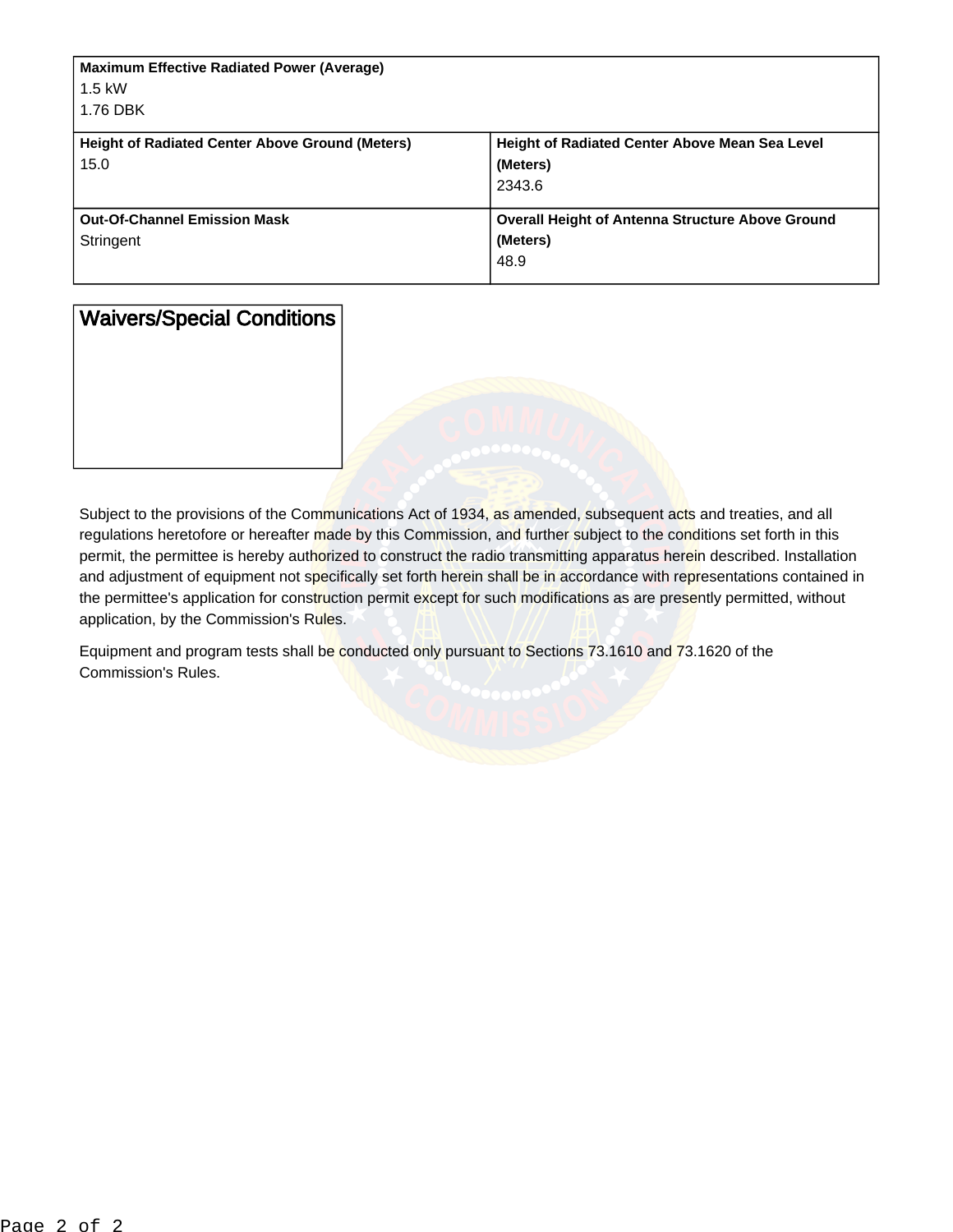| | |
|---|---|
| **Maximum Effective Radiated Power (Average)**<br>1.5 kW<br>1.76 DBK | |
| **Height of Radiated Center Above Ground (Meters)**<br>15.0 | **Height of Radiated Center Above Mean Sea Level (Meters)**<br>2343.6 |
| **Out-Of-Channel Emission Mask**<br>Stringent | **Overall Height of Antenna Structure Above Ground (Meters)**<br>48.9 |

## Waivers/Special Conditions

Subject to the provisions of the Communications Act of 1934, as amended, subsequent acts and treaties, and all regulations heretofore or hereafter made by this Commission, and further subject to the conditions set forth in this permit, the permittee is hereby authorized to construct the radio transmitting apparatus herein described. Installation and adjustment of equipment not specifically set forth herein shall be in accordance with representations contained in the permittee's application for construction permit except for such modifications as are presently permitted, without application, by the Commission's Rules.

Equipment and program tests shall be conducted only pursuant to Sections 73.1610 and 73.1620 of the Commission's Rules.